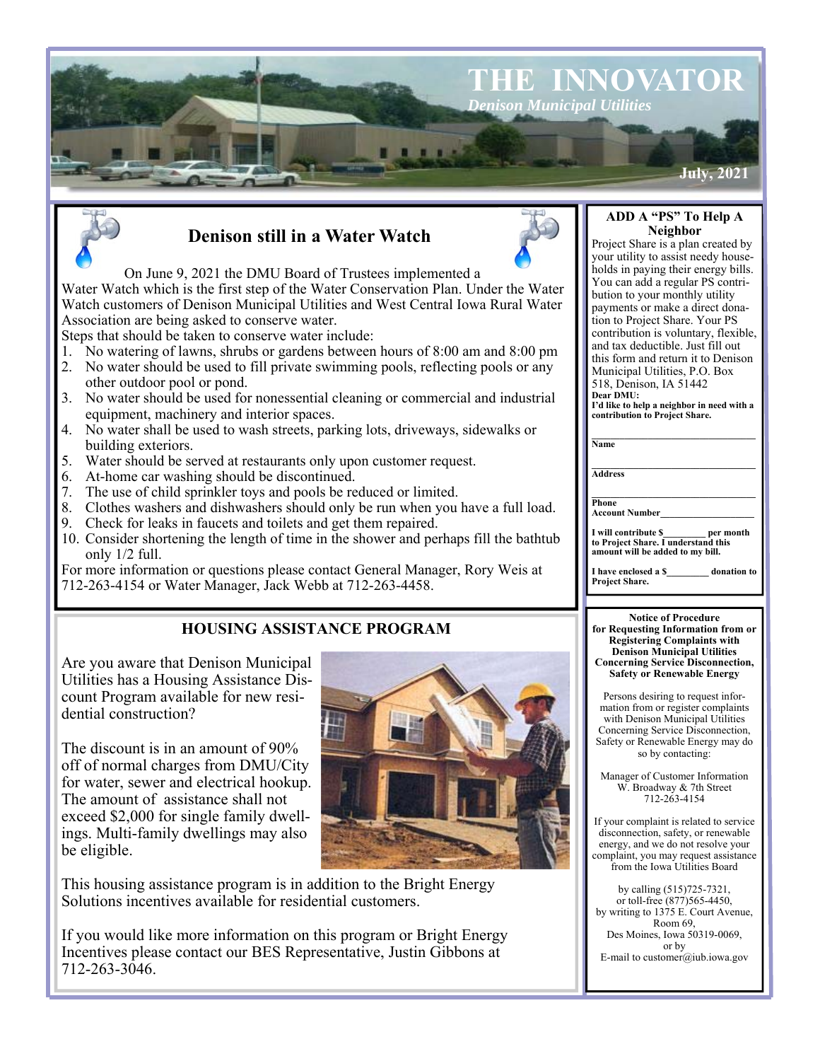# THE INNOVATOR

*Denison Municipal Utilities*

**July, 2021**

## Denison still in a Water Watch

On June 9, 2021 the DMU Board of Trustees implemented a Water Watch which is the first step of the Water Conservation Plan. Under the Water Watch customers of Denison Municipal Utilities and West Central Iowa Rural Water Association are being asked to conserve water.

Steps that should be taken to conserve water include:

1. No watering of lawns, shrubs or gardens between hours of 8:00 am and 8:00 pm
2. No water should be used to fill private swimming pools, reflecting pools or any other outdoor pool or pond.
3. No water should be used for nonessential cleaning or commercial and industrial equipment, machinery and interior spaces.
4. No water shall be used to wash streets, parking lots, driveways, sidewalks or building exteriors.
5. Water should be served at restaurants only upon customer request.
6. At-home car washing should be discontinued.
7. The use of child sprinkler toys and pools be reduced or limited.
8. Clothes washers and dishwashers should only be run when you have a full load.
9. Check for leaks in faucets and toilets and get them repaired.
10. Consider shortening the length of time in the shower and perhaps fill the bathtub only 1/2 full.

For more information or questions please contact General Manager, Rory Weis at 712-263-4154 or Water Manager, Jack Webb at 712-263-4458.

## HOUSING ASSISTANCE PROGRAM

Are you aware that Denison Municipal Utilities has a Housing Assistance Discount Program available for new residential construction?

The discount is in an amount of 90% off of normal charges from DMU/City for water, sewer and electrical hookup. The amount of assistance shall not exceed $2,000 for single family dwellings. Multi-family dwellings may also be eligible.

This housing assistance program is in addition to the Bright Energy Solutions incentives available for residential customers.

If you would like more information on this program or Bright Energy Incentives please contact our BES Representative, Justin Gibbons at 712-263-3046.

## ADD A "PS" To Help A Neighbor

Project Share is a plan created by your utility to assist needy households in paying their energy bills. You can add a regular PS contribution to your monthly utility payments or make a direct donation to Project Share. Your PS contribution is voluntary, flexible, and tax deductible. Just fill out this form and return it to Denison Municipal Utilities, P.O. Box 518, Denison, IA 51442

**Dear DMU:**
**I'd like to help a neighbor in need with a contribution to Project Share.**

**Name** ________________

**Address** ________________

**Phone** ________________

**Account Number** ________________

**I will contribute $________ per month to Project Share. I understand this amount will be added to my bill.**

**I have enclosed a $________ donation to Project Share.**

## Notice of Procedure for Requesting Information from or Registering Complaints with Denison Municipal Utilities Concerning Service Disconnection, Safety or Renewable Energy

Persons desiring to request information from or register complaints with Denison Municipal Utilities Concerning Service Disconnection, Safety or Renewable Energy may do so by contacting:

Manager of Customer Information
W. Broadway & 7th Street
712-263-4154

If your complaint is related to service disconnection, safety, or renewable energy, and we do not resolve your complaint, you may request assistance from the Iowa Utilities Board

by calling (515)725-7321,
or toll-free (877)565-4450,
by writing to 1375 E. Court Avenue, Room 69,
Des Moines, Iowa 50319-0069,
or by
E-mail to customer@iub.iowa.gov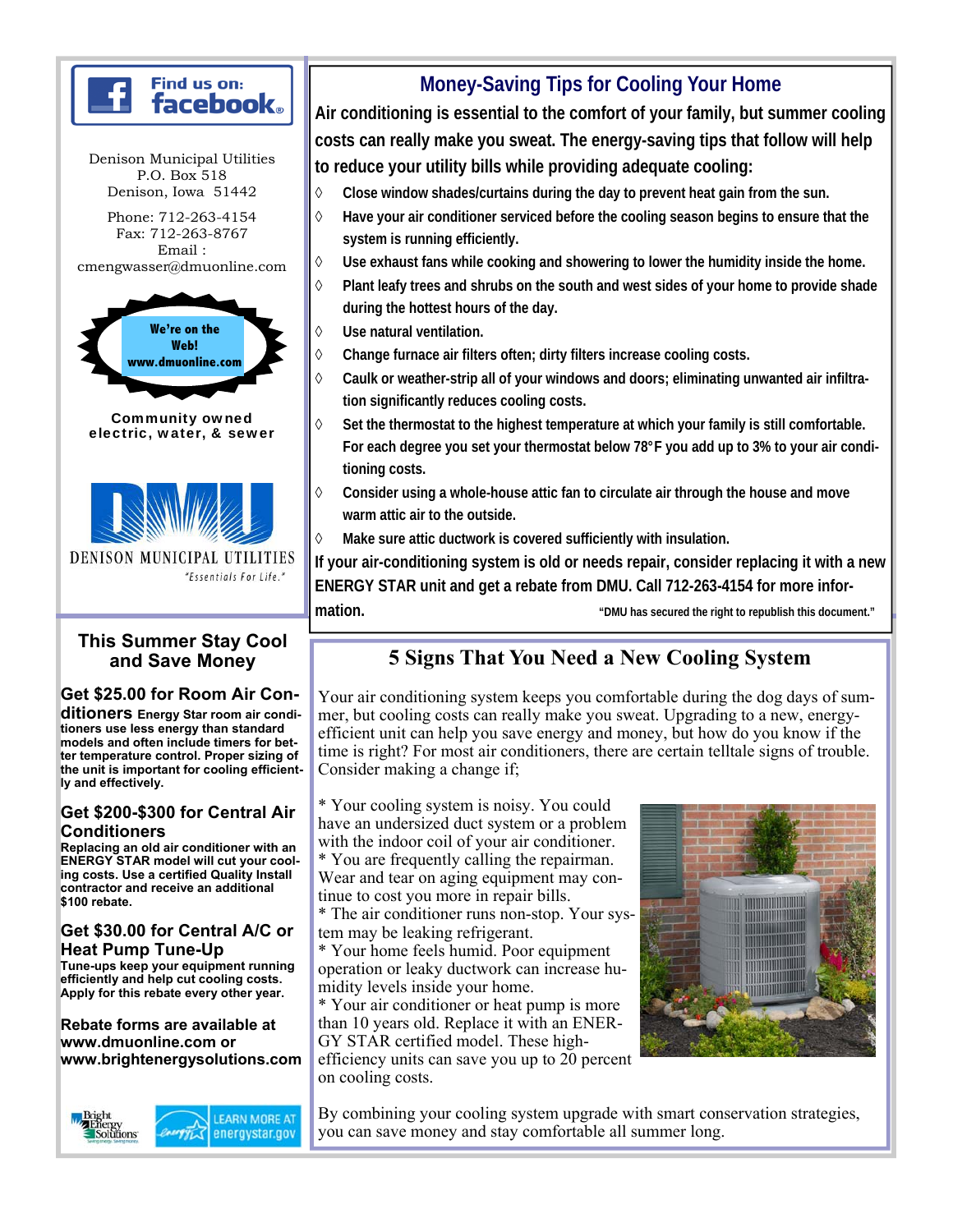Find us on: facebook

Denison Municipal Utilities
P.O. Box 518
Denison, Iowa 51442

Phone: 712-263-4154
Fax: 712-263-8767
Email : cmengwasser@dmuonline.com

We're on the Web!
www.dmuonline.com

Community owned electric, water, & sewer

DENISON MUNICIPAL UTILITIES
"Essentials For Life."

## This Summer Stay Cool and Save Money

**Get $25.00 for Room Air Conditioners** **Energy Star room air conditioners use less energy than standard models and often include timers for better temperature control. Proper sizing of the unit is important for cooling efficiently and effectively.**

**Get $200-$300 for Central Air Conditioners**
**Replacing an old air conditioner with an ENERGY STAR model will cut your cooling costs. Use a certified Quality Install contractor and receive an additional $100 rebate.**

**Get $30.00 for Central A/C or Heat Pump Tune-Up**
**Tune-ups keep your equipment running efficiently and help cut cooling costs. Apply for this rebate every other year.**

**Rebate forms are available at www.dmuonline.com or www.brightenergysolutions.com**

Bright Energy Solutions

LEARN MORE AT energystar.gov

## Money-Saving Tips for Cooling Your Home

**Air conditioning is essential to the comfort of your family, but summer cooling costs can really make you sweat. The energy-saving tips that follow will help to reduce your utility bills while providing adequate cooling:**

- **Close window shades/curtains during the day to prevent heat gain from the sun.**
- **Have your air conditioner serviced before the cooling season begins to ensure that the system is running efficiently.**
- **Use exhaust fans while cooking and showering to lower the humidity inside the home.**
- **Plant leafy trees and shrubs on the south and west sides of your home to provide shade during the hottest hours of the day.**
- **Use natural ventilation.**
- **Change furnace air filters often; dirty filters increase cooling costs.**
- **Caulk or weather-strip all of your windows and doors; eliminating unwanted air infiltration significantly reduces cooling costs.**
- **Set the thermostat to the highest temperature at which your family is still comfortable. For each degree you set your thermostat below 78°F you add up to 3% to your air conditioning costs.**
- **Consider using a whole-house attic fan to circulate air through the house and move warm attic air to the outside.**
- **Make sure attic ductwork is covered sufficiently with insulation.**

**If your air-conditioning system is old or needs repair, consider replacing it with a new ENERGY STAR unit and get a rebate from DMU. Call 712-263-4154 for more information.**

**"DMU has secured the right to republish this document."**

## 5 Signs That You Need a New Cooling System

Your air conditioning system keeps you comfortable during the dog days of summer, but cooling costs can really make you sweat. Upgrading to a new, energy-efficient unit can help you save energy and money, but how do you know if the time is right? For most air conditioners, there are certain telltale signs of trouble. Consider making a change if;

* Your cooling system is noisy. You could have an undersized duct system or a problem with the indoor coil of your air conditioner.
* You are frequently calling the repairman. Wear and tear on aging equipment may continue to cost you more in repair bills.
* The air conditioner runs non-stop. Your system may be leaking refrigerant.
* Your home feels humid. Poor equipment operation or leaky ductwork can increase humidity levels inside your home.
* Your air conditioner or heat pump is more than 10 years old. Replace it with an ENERGY STAR certified model. These high-efficiency units can save you up to 20 percent on cooling costs.

By combining your cooling system upgrade with smart conservation strategies, you can save money and stay comfortable all summer long.